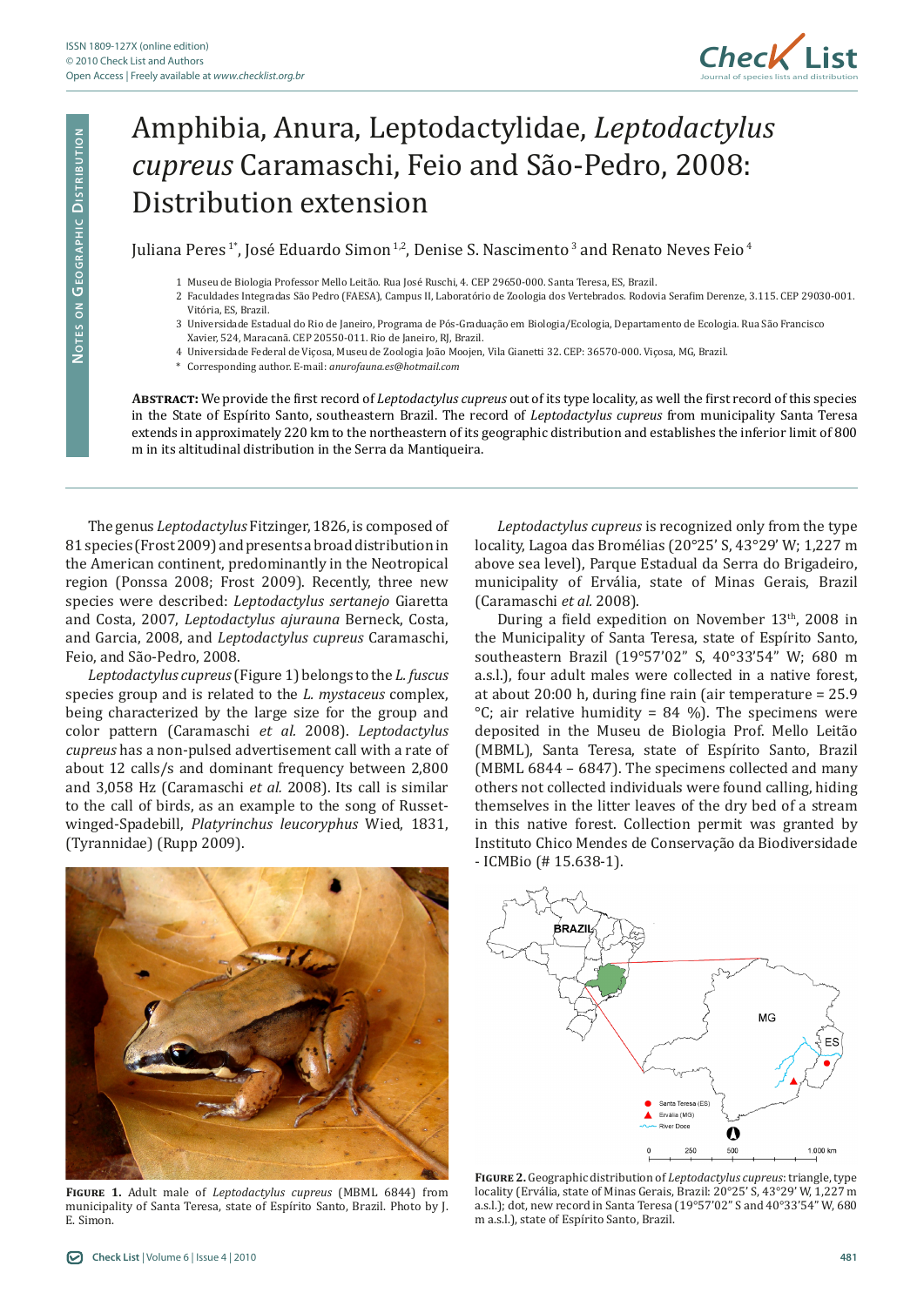# Amphibia, Anura, Leptodactylidae, *Leptodactylus cupreus* Caramaschi, Feio and São-Pedro, 2008: Distribution extension

Juliana Peres [1*], José Eduardo Simon [1,2], Denise S. Nascimento [3] and Renato Neves Feio [4]

1 Museu de Biologia Professor Mello Leitão. Rua José Ruschi, 4. CEP 29650-000. Santa Teresa, ES, Brazil.
2 Faculdades Integradas São Pedro (FAESA), Campus II, Laboratório de Zoologia dos Vertebrados. Rodovia Serafim Derenze, 3.115. CEP 29030-001. Vitória, ES, Brazil.
3 Universidade Estadual do Rio de Janeiro, Programa de Pós-Graduação em Biologia/Ecologia, Departamento de Ecologia. Rua São Francisco Xavier, 524, Maracanã. CEP 20550-011. Rio de Janeiro, RJ, Brazil.
4 Universidade Federal de Viçosa, Museu de Zoologia João Moojen, Vila Gianetti 32. CEP: 36570-000. Viçosa, MG, Brazil.
\* Corresponding author. E-mail: *anurofauna.es@hotmail.com*

**Abstract:** We provide the first record of *Leptodactylus cupreus* out of its type locality, as well the first record of this species in the State of Espírito Santo, southeastern Brazil. The record of *Leptodactylus cupreus* from municipality Santa Teresa extends in approximately 220 km to the northeastern of its geographic distribution and establishes the inferior limit of 800 m in its altitudinal distribution in the Serra da Mantiqueira.

The genus *Leptodactylus* Fitzinger, 1826, is composed of 81 species (Frost 2009) and presents a broad distribution in the American continent, predominantly in the Neotropical region (Ponssa 2008; Frost 2009). Recently, three new species were described: *Leptodactylus sertanejo* Giaretta and Costa, 2007, *Leptodactylus ajurauna* Berneck, Costa, and Garcia, 2008, and *Leptodactylus cupreus* Caramaschi, Feio, and São-Pedro, 2008.

*Leptodactylus cupreus* (Figure 1) belongs to the *L. fuscus* species group and is related to the *L. mystaceus* complex, being characterized by the large size for the group and color pattern (Caramaschi *et al.* 2008). *Leptodactylus cupreus* has a non-pulsed advertisement call with a rate of about 12 calls/s and dominant frequency between 2,800 and 3,058 Hz (Caramaschi *et al.* 2008). Its call is similar to the call of birds, as an example to the song of Russet-winged-Spadebill, *Platyrinchus leucoryphus* Wied, 1831, (Tyrannidae) (Rupp 2009).

**Figure 1.** Adult male of *Leptodactylus cupreus* (MBML 6844) from municipality of Santa Teresa, state of Espírito Santo, Brazil. Photo by J. E. Simon.

*Leptodactylus cupreus* is recognized only from the type locality, Lagoa das Bromélias (20°25' S, 43°29' W; 1,227 m above sea level), Parque Estadual da Serra do Brigadeiro, municipality of Ervália, state of Minas Gerais, Brazil (Caramaschi *et al.* 2008).

During a field expedition on November 13th, 2008 in the Municipality of Santa Teresa, state of Espírito Santo, southeastern Brazil (19°57'02" S, 40°33'54" W; 680 m a.s.l.), four adult males were collected in a native forest, at about 20:00 h, during fine rain (air temperature = 25.9 °C; air relative humidity = 84 %). The specimens were deposited in the Museu de Biologia Prof. Mello Leitão (MBML), Santa Teresa, state of Espírito Santo, Brazil (MBML 6844 – 6847). The specimens collected and many others not collected individuals were found calling, hiding themselves in the litter leaves of the dry bed of a stream in this native forest. Collection permit was granted by Instituto Chico Mendes de Conservação da Biodiversidade - ICMBio (# 15.638-1).

**Figure 2.** Geographic distribution of *Leptodactylus cupreus*: triangle, type locality (Ervália, state of Minas Gerais, Brazil: 20°25' S, 43°29' W, 1,227 m a.s.l.); dot, new record in Santa Teresa (19°57'02" S and 40°33'54" W, 680 m a.s.l.), state of Espírito Santo, Brazil.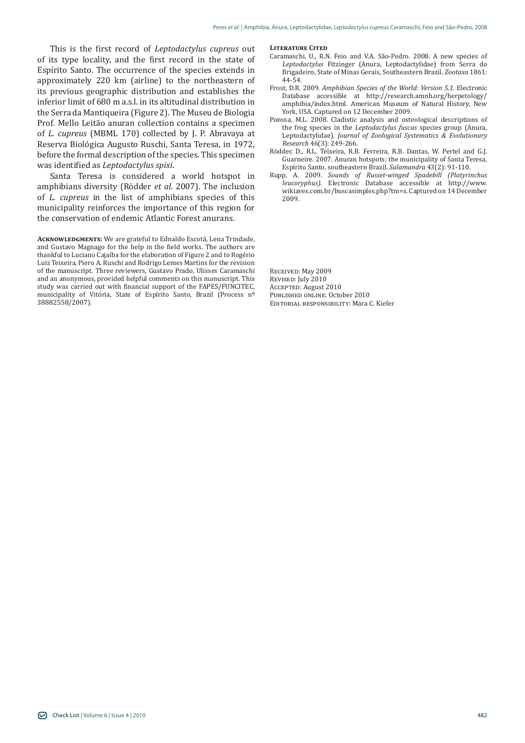This is the first record of *Leptodactylus cupreus* out of its type locality, and the first record in the state of Espírito Santo. The occurrence of the species extends in approximately 220 km (airline) to the northeastern of its previous geographic distribution and establishes the inferior limit of 680 m a.s.l. in its altitudinal distribution in the Serra da Mantiqueira (Figure 2). The Museu de Biologia Prof. Mello Leitão anuran collection contains a specimen of *L. cupreus* (MBML 170) collected by J. P. Abravaya at Reserva Biológica Augusto Ruschi, Santa Teresa, in 1972, before the formal description of the species. This specimen was identified as *Leptodactylus spixi*.

Santa Teresa is considered a world hotspot in amphibians diversity (Rödder *et al.* 2007). The inclusion of *L. cupreus* in the list of amphibians species of this municipality reinforces the importance of this region for the conservation of endemic Atlantic Forest anurans.

**Acknowledgments:** We are grateful to Ednaldo Escotá, Lena Trindade, and Gustavo Magnago for the help in the field works. The authors are thankful to Luciano Cajaíba for the elaboration of Figure 2 and to Rogério Luiz Teixeira, Piero A. Ruschi and Rodrigo Lemes Martins for the revision of the manuscript. Three reviewers, Gustavo Prado, Ulisses Caramaschi and an anonymous, provided helpful comments on this manuscript. This study was carried out with financial support of the FAPES/FUNCITEC, municipality of Vitória, State of Espírito Santo, Brazil (Process nº 38882558/2007).

## Literature Cited

Caramaschi, U., R.N. Feio and V.A. São-Pedro. 2008. A new species of *Leptodactylus* Fitzinger (Anura, Leptodactylidae) from Serra do Brigadeiro, State of Minas Gerais, Southeastern Brazil. *Zootaxa* 1861: 44-54.

Frost, D.R. 2009. *Amphibian Species of the World: Version 5.1*. Electronic Database accessible at http://research.amnh.org/herpetology/amphibia/index.html. American Museum of Natural History, New York, USA. Captured on 12 December 2009.

Ponssa, M.L. 2008. Cladistic analysis and osteological descriptions of the frog species in the *Leptodactylus fuscus* species group (Anura, Leptodactylidae). *Journal of Zoological Systematics & Evolutionary Research* 46(3): 249-266.

Rödder, D., R.L. Teixeira, R.B. Ferreira, R.B. Dantas, W. Pertel and G.J. Guarneire. 2007. Anuran hotspots: the municipality of Santa Teresa, Espírito Santo, southeastern Brazil. *Salamandra* 43(2): 91-110.

Rupp, A. 2009. *Sounds of Russet-winged Spadebill (Platyrinchus leucoryphus)*. Electronic Database accessible at http://www.wikiaves.com.br/buscasimples.php?tm=s. Captured on 14 December 2009.

Received: May 2009
Revised: July 2010
Accepted: August 2010
Published online: October 2010
Editorial responsibility: Mara C. Kiefer